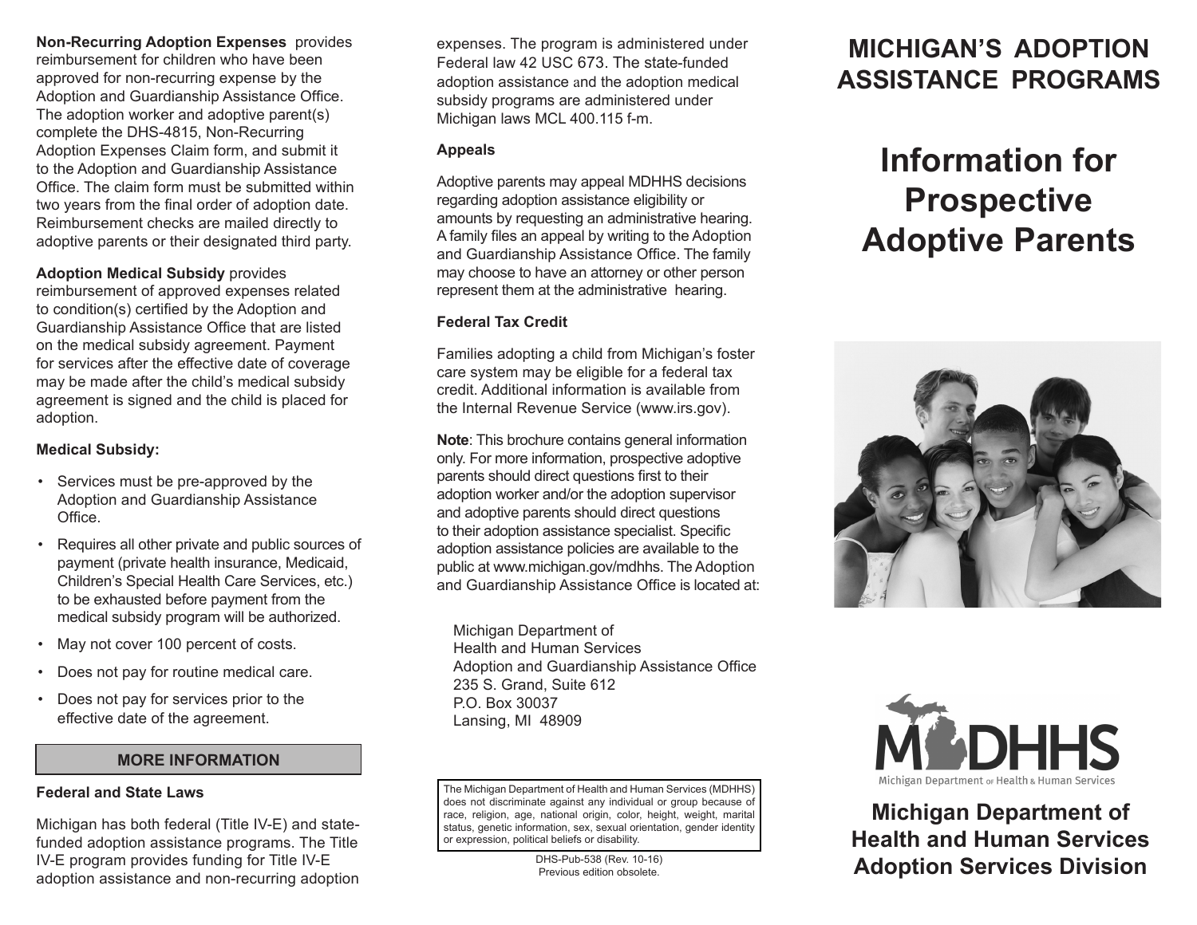**Non-Recurring Adoption Expenses** provides reimbursement for children who have been approved for non-recurring expense by the Adoption and Guardianship Assistance Office. The adoption worker and adoptive parent(s) complete the DHS-4815, Non-Recurring Adoption Expenses Claim form, and submit it to the Adoption and Guardianship Assistance Office. The claim form must be submitted within two years from the final order of adoption date. Reimbursement checks are mailed directly to adoptive parents or their designated third party.

**Adoption Medical Subsidy** provides reimbursement of approved expenses related to condition(s) certified by the Adoption and Guardianship Assistance Office that are listed on the medical subsidy agreement. Payment for services after the effective date of coverage may be made after the child's medical subsidy agreement is signed and the child is placed for adoption.

**Medical Subsidy:**

- Services must be pre-approved by the Adoption and Guardianship Assistance Office.
- Requires all other private and public sources of payment (private health insurance, Medicaid, Children's Special Health Care Services, etc.) to be exhausted before payment from the medical subsidy program will be authorized.
- May not cover 100 percent of costs.
- Does not pay for routine medical care.
- Does not pay for services prior to the effective date of the agreement.

## MORE INFORMATION

### Federal and State Laws

Michigan has both federal (Title IV-E) and state-funded adoption assistance programs. The Title IV-E program provides funding for Title IV-E adoption assistance and non-recurring adoption expenses. The program is administered under Federal law 42 USC 673. The state-funded adoption assistance and the adoption medical subsidy programs are administered under Michigan laws MCL 400.115 f-m.

### Appeals

Adoptive parents may appeal MDHHS decisions regarding adoption assistance eligibility or amounts by requesting an administrative hearing. A family files an appeal by writing to the Adoption and Guardianship Assistance Office. The family may choose to have an attorney or other person represent them at the administrative hearing.

### Federal Tax Credit

Families adopting a child from Michigan's foster care system may be eligible for a federal tax credit. Additional information is available from the Internal Revenue Service (www.irs.gov).

**Note**: This brochure contains general information only. For more information, prospective adoptive parents should direct questions first to their adoption worker and/or the adoption supervisor and adoptive parents should direct questions to their adoption assistance specialist. Specific adoption assistance policies are available to the public at www.michigan.gov/mdhhs. The Adoption and Guardianship Assistance Office is located at:

Michigan Department of
Health and Human Services
Adoption and Guardianship Assistance Office
235 S. Grand, Suite 612
P.O. Box 30037
Lansing, MI 48909

The Michigan Department of Health and Human Services (MDHHS) does not discriminate against any individual or group because of race, religion, age, national origin, color, height, weight, marital status, genetic information, sex, sexual orientation, gender identity or expression, political beliefs or disability.

DHS-Pub-538 (Rev. 10-16)
Previous edition obsolete.

# MICHIGAN'S ADOPTION ASSISTANCE PROGRAMS

# Information for Prospective Adoptive Parents

MDHHS
Michigan Department of Health & Human Services

**Michigan Department of Health and Human Services Adoption Services Division**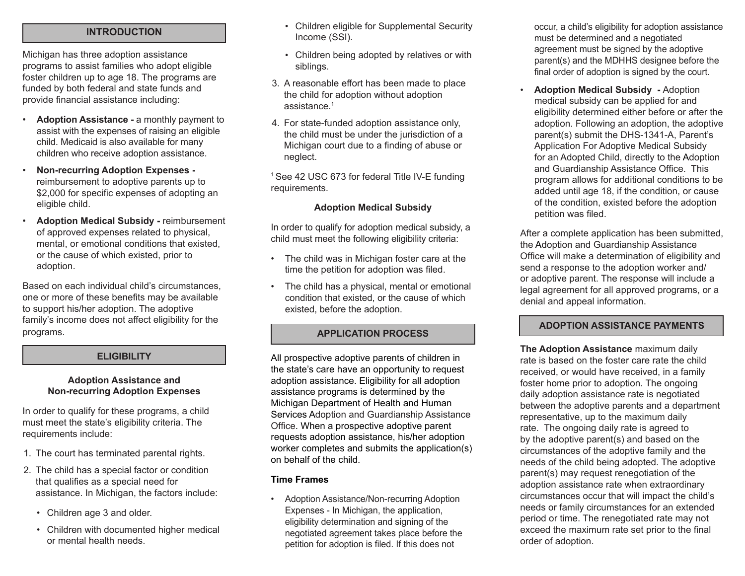## INTRODUCTION

Michigan has three adoption assistance programs to assist families who adopt eligible foster children up to age 18. The programs are funded by both federal and state funds and provide financial assistance including:

- **Adoption Assistance -** a monthly payment to assist with the expenses of raising an eligible child. Medicaid is also available for many children who receive adoption assistance.
- **Non-recurring Adoption Expenses -** reimbursement to adoptive parents up to $2,000 for specific expenses of adopting an eligible child.
- **Adoption Medical Subsidy -** reimbursement of approved expenses related to physical, mental, or emotional conditions that existed, or the cause of which existed, prior to adoption.

Based on each individual child's circumstances, one or more of these benefits may be available to support his/her adoption. The adoptive family's income does not affect eligibility for the programs.

## ELIGIBILITY

### Adoption Assistance and Non-recurring Adoption Expenses

In order to qualify for these programs, a child must meet the state's eligibility criteria. The requirements include:

1. The court has terminated parental rights.
2. The child has a special factor or condition that qualifies as a special need for assistance. In Michigan, the factors include:
   - Children age 3 and older.
   - Children with documented higher medical or mental health needs.
   - Children eligible for Supplemental Security Income (SSI).
   - Children being adopted by relatives or with siblings.
3. A reasonable effort has been made to place the child for adoption without adoption assistance.[1]
4. For state-funded adoption assistance only, the child must be under the jurisdiction of a Michigan court due to a finding of abuse or neglect.

[1] See 42 USC 673 for federal Title IV-E funding requirements.

### Adoption Medical Subsidy

In order to qualify for adoption medical subsidy, a child must meet the following eligibility criteria:

- The child was in Michigan foster care at the time the petition for adoption was filed.
- The child has a physical, mental or emotional condition that existed, or the cause of which existed, before the adoption.

## APPLICATION PROCESS

All prospective adoptive parents of children in the state's care have an opportunity to request adoption assistance. Eligibility for all adoption assistance programs is determined by the Michigan Department of Health and Human Services Adoption and Guardianship Assistance Office. When a prospective adoptive parent requests adoption assistance, his/her adoption worker completes and submits the application(s) on behalf of the child.

**Time Frames**

- Adoption Assistance/Non-recurring Adoption Expenses - In Michigan, the application, eligibility determination and signing of the negotiated agreement takes place before the petition for adoption is filed. If this does not occur, a child's eligibility for adoption assistance must be determined and a negotiated agreement must be signed by the adoptive parent(s) and the MDHHS designee before the final order of adoption is signed by the court.
- **Adoption Medical Subsidy -** Adoption medical subsidy can be applied for and eligibility determined either before or after the adoption. Following an adoption, the adoptive parent(s) submit the DHS-1341-A, Parent's Application For Adoptive Medical Subsidy for an Adopted Child, directly to the Adoption and Guardianship Assistance Office. This program allows for additional conditions to be added until age 18, if the condition, or cause of the condition, existed before the adoption petition was filed.

After a complete application has been submitted, the Adoption and Guardianship Assistance Office will make a determination of eligibility and send a response to the adoption worker and/or adoptive parent. The response will include a legal agreement for all approved programs, or a denial and appeal information.

## ADOPTION ASSISTANCE PAYMENTS

**The Adoption Assistance** maximum daily rate is based on the foster care rate the child received, or would have received, in a family foster home prior to adoption. The ongoing daily adoption assistance rate is negotiated between the adoptive parents and a department representative, up to the maximum daily rate. The ongoing daily rate is agreed to by the adoptive parent(s) and based on the circumstances of the adoptive family and the needs of the child being adopted. The adoptive parent(s) may request renegotiation of the adoption assistance rate when extraordinary circumstances occur that will impact the child's needs or family circumstances for an extended period or time. The renegotiated rate may not exceed the maximum rate set prior to the final order of adoption.